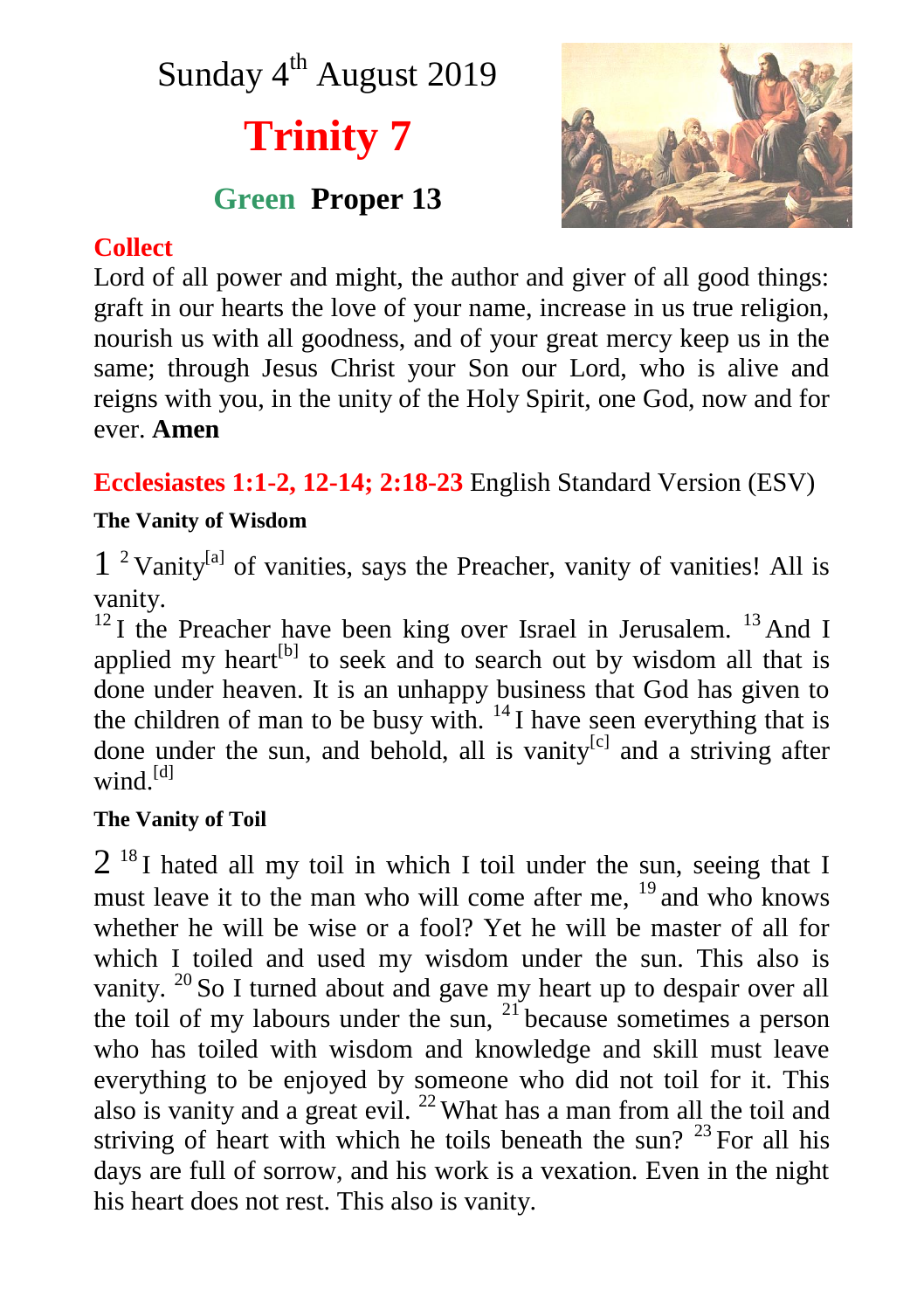# Sunday 4th August 2019

# Trinity 7

## Green Proper 13

**Collect**

Lord of all power and might, the author and giver of all good things: graft in our hearts the love of your name, increase in us true religion, nourish us with all goodness, and of your great mercy keep us in the same; through Jesus Christ your Son our Lord, who is alive and reigns with you, in the unity of the Holy Spirit, one God, now and for ever. **Amen**

**Ecclesiastes 1:1-2, 12-14; 2:18-23** English Standard Version (ESV)

### The Vanity of Wisdom

1 [2] Vanity[a] of vanities, says the Preacher, vanity of vanities! All is vanity.
[12] I the Preacher have been king over Israel in Jerusalem. [13] And I applied my heart[b] to seek and to search out by wisdom all that is done under heaven. It is an unhappy business that God has given to the children of man to be busy with. [14] I have seen everything that is done under the sun, and behold, all is vanity[c] and a striving after wind.[d]

### The Vanity of Toil

2 [18] I hated all my toil in which I toil under the sun, seeing that I must leave it to the man who will come after me, [19] and who knows whether he will be wise or a fool? Yet he will be master of all for which I toiled and used my wisdom under the sun. This also is vanity. [20] So I turned about and gave my heart up to despair over all the toil of my labours under the sun, [21] because sometimes a person who has toiled with wisdom and knowledge and skill must leave everything to be enjoyed by someone who did not toil for it. This also is vanity and a great evil. [22] What has a man from all the toil and striving of heart with which he toils beneath the sun? [23] For all his days are full of sorrow, and his work is a vexation. Even in the night his heart does not rest. This also is vanity.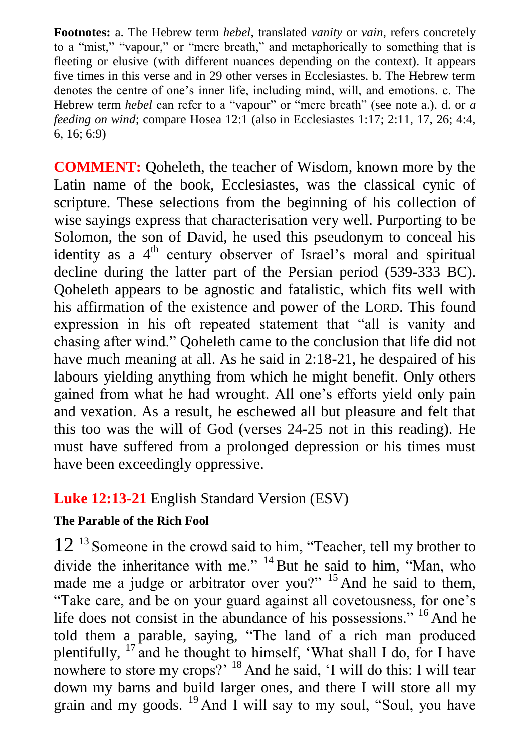**Footnotes:** a. The Hebrew term *hebel*, translated *vanity* or *vain*, refers concretely to a "mist," "vapour," or "mere breath," and metaphorically to something that is fleeting or elusive (with different nuances depending on the context). It appears five times in this verse and in 29 other verses in Ecclesiastes. b. The Hebrew term denotes the centre of one's inner life, including mind, will, and emotions. c. The Hebrew term *hebel* can refer to a "vapour" or "mere breath" (see note a.). d. or *a feeding on wind*; compare Hosea 12:1 (also in Ecclesiastes 1:17; 2:11, 17, 26; 4:4, 6, 16; 6:9)

**COMMENT:** Qoheleth, the teacher of Wisdom, known more by the Latin name of the book, Ecclesiastes, was the classical cynic of scripture. These selections from the beginning of his collection of wise sayings express that characterisation very well. Purporting to be Solomon, the son of David, he used this pseudonym to conceal his identity as a 4th century observer of Israel's moral and spiritual decline during the latter part of the Persian period (539-333 BC). Qoheleth appears to be agnostic and fatalistic, which fits well with his affirmation of the existence and power of the LORD. This found expression in his oft repeated statement that "all is vanity and chasing after wind." Qoheleth came to the conclusion that life did not have much meaning at all. As he said in 2:18-21, he despaired of his labours yielding anything from which he might benefit. Only others gained from what he had wrought. All one's efforts yield only pain and vexation. As a result, he eschewed all but pleasure and felt that this too was the will of God (verses 24-25 not in this reading). He must have suffered from a prolonged depression or his times must have been exceedingly oppressive.

## **Luke 12:13-21** English Standard Version (ESV)

### The Parable of the Rich Fool

12 [13] Someone in the crowd said to him, "Teacher, tell my brother to divide the inheritance with me." [14] But he said to him, "Man, who made me a judge or arbitrator over you?" [15] And he said to them, "Take care, and be on your guard against all covetousness, for one's life does not consist in the abundance of his possessions." [16] And he told them a parable, saying, "The land of a rich man produced plentifully, [17] and he thought to himself, 'What shall I do, for I have nowhere to store my crops?' [18] And he said, 'I will do this: I will tear down my barns and build larger ones, and there I will store all my grain and my goods. [19] And I will say to my soul, "Soul, you have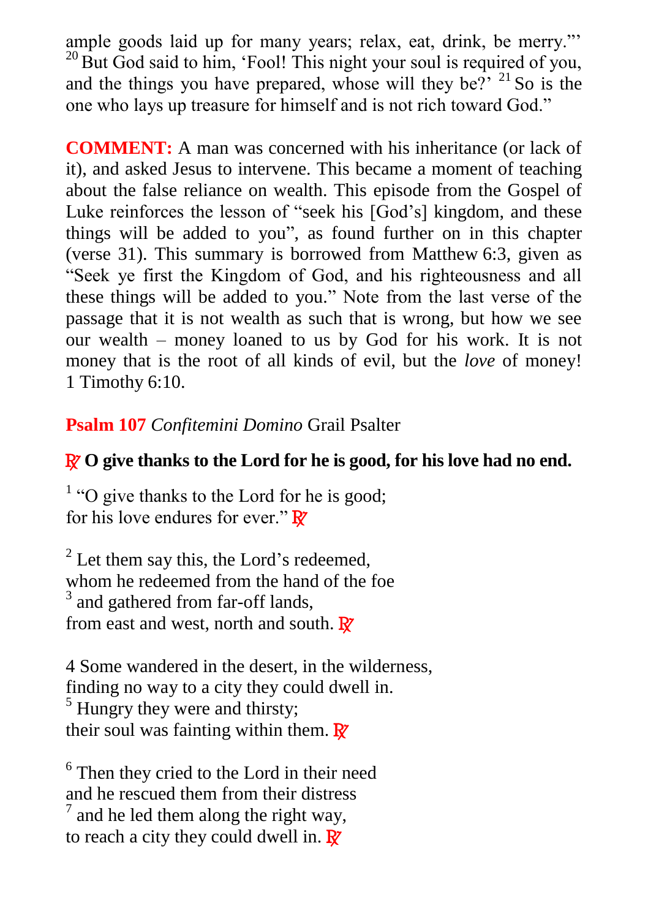ample goods laid up for many years; relax, eat, drink, be merry.”’ [20] But God said to him, ‘Fool! This night your soul is required of you, and the things you have prepared, whose will they be?’ [21] So is the one who lays up treasure for himself and is not rich toward God.”

**COMMENT:** A man was concerned with his inheritance (or lack of it), and asked Jesus to intervene. This became a moment of teaching about the false reliance on wealth. This episode from the Gospel of Luke reinforces the lesson of “seek his [God’s] kingdom, and these things will be added to you”, as found further on in this chapter (verse 31). This summary is borrowed from Matthew 6:3, given as “Seek ye first the Kingdom of God, and his righteousness and all these things will be added to you.” Note from the last verse of the passage that it is not wealth as such that is wrong, but how we see our wealth – money loaned to us by God for his work. It is not money that is the root of all kinds of evil, but the *love* of money! 1 Timothy 6:10.

**Psalm 107** *Confitemini Domino* Grail Psalter

**℟ O give thanks to the Lord for he is good, for his love had no end.**

[1] “O give thanks to the Lord for he is good;
for his love endures for ever.” ℟

[2] Let them say this, the Lord’s redeemed,
whom he redeemed from the hand of the foe
[3] and gathered from far-off lands,
from east and west, north and south. ℟

4 Some wandered in the desert, in the wilderness,
finding no way to a city they could dwell in.
[5] Hungry they were and thirsty;
their soul was fainting within them. ℟

[6] Then they cried to the Lord in their need
and he rescued them from their distress
[7] and he led them along the right way,
to reach a city they could dwell in. ℟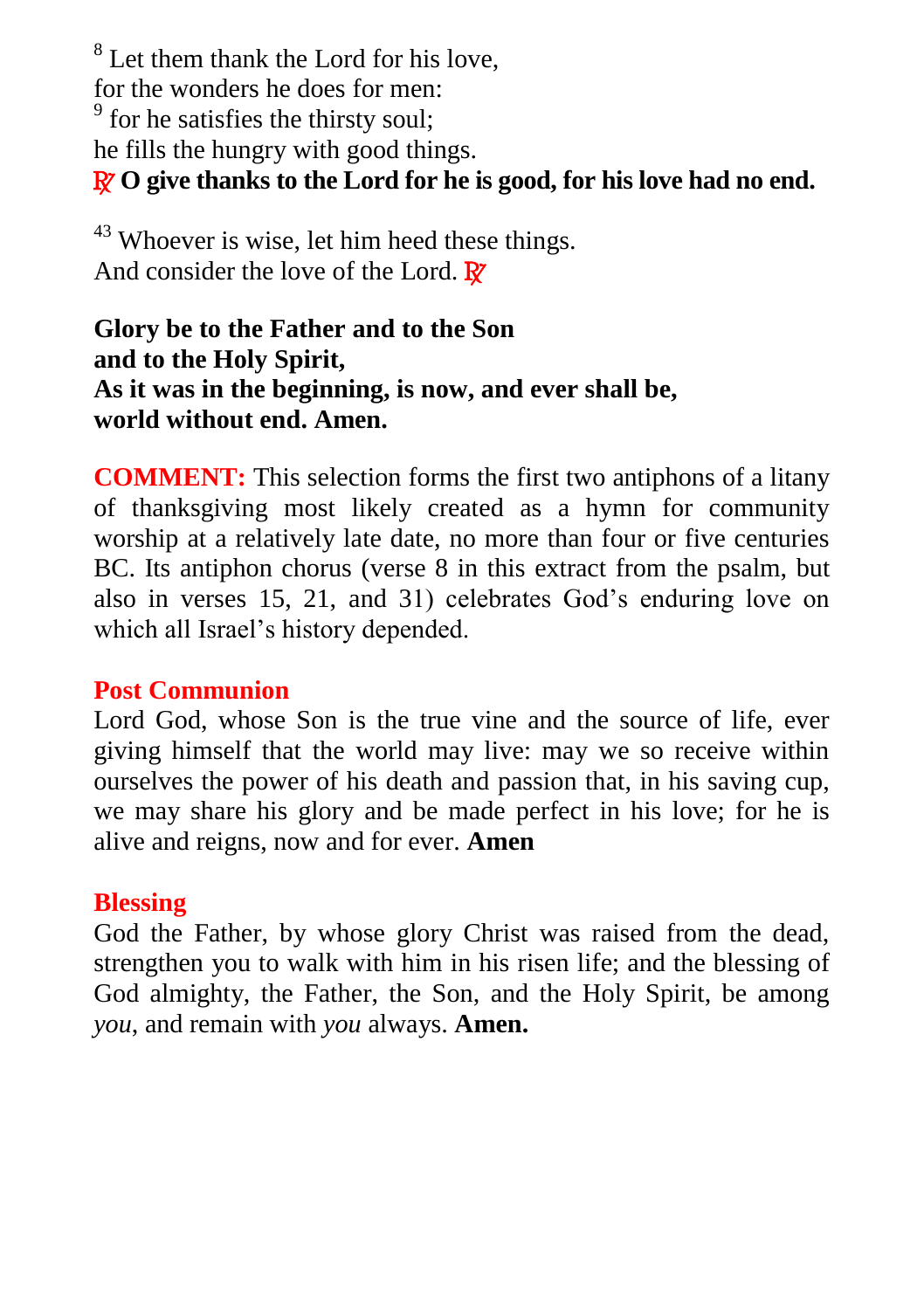[8] Let them thank the Lord for his love,
for the wonders he does for men:
[9] for he satisfies the thirsty soul;
he fills the hungry with good things.
℟ **O give thanks to the Lord for he is good, for his love had no end.**

[43] Whoever is wise, let him heed these things.
And consider the love of the Lord. ℟

**Glory be to the Father and to the Son**
**and to the Holy Spirit,**
**As it was in the beginning, is now, and ever shall be,**
**world without end. Amen.**

**COMMENT:** This selection forms the first two antiphons of a litany of thanksgiving most likely created as a hymn for community worship at a relatively late date, no more than four or five centuries BC. Its antiphon chorus (verse 8 in this extract from the psalm, but also in verses 15, 21, and 31) celebrates God's enduring love on which all Israel's history depended.

**Post Communion**
Lord God, whose Son is the true vine and the source of life, ever giving himself that the world may live: may we so receive within ourselves the power of his death and passion that, in his saving cup, we may share his glory and be made perfect in his love; for he is alive and reigns, now and for ever. **Amen**

**Blessing**
God the Father, by whose glory Christ was raised from the dead, strengthen you to walk with him in his risen life; and the blessing of God almighty, the Father, the Son, and the Holy Spirit, be among *you*, and remain with *you* always. **Amen.**